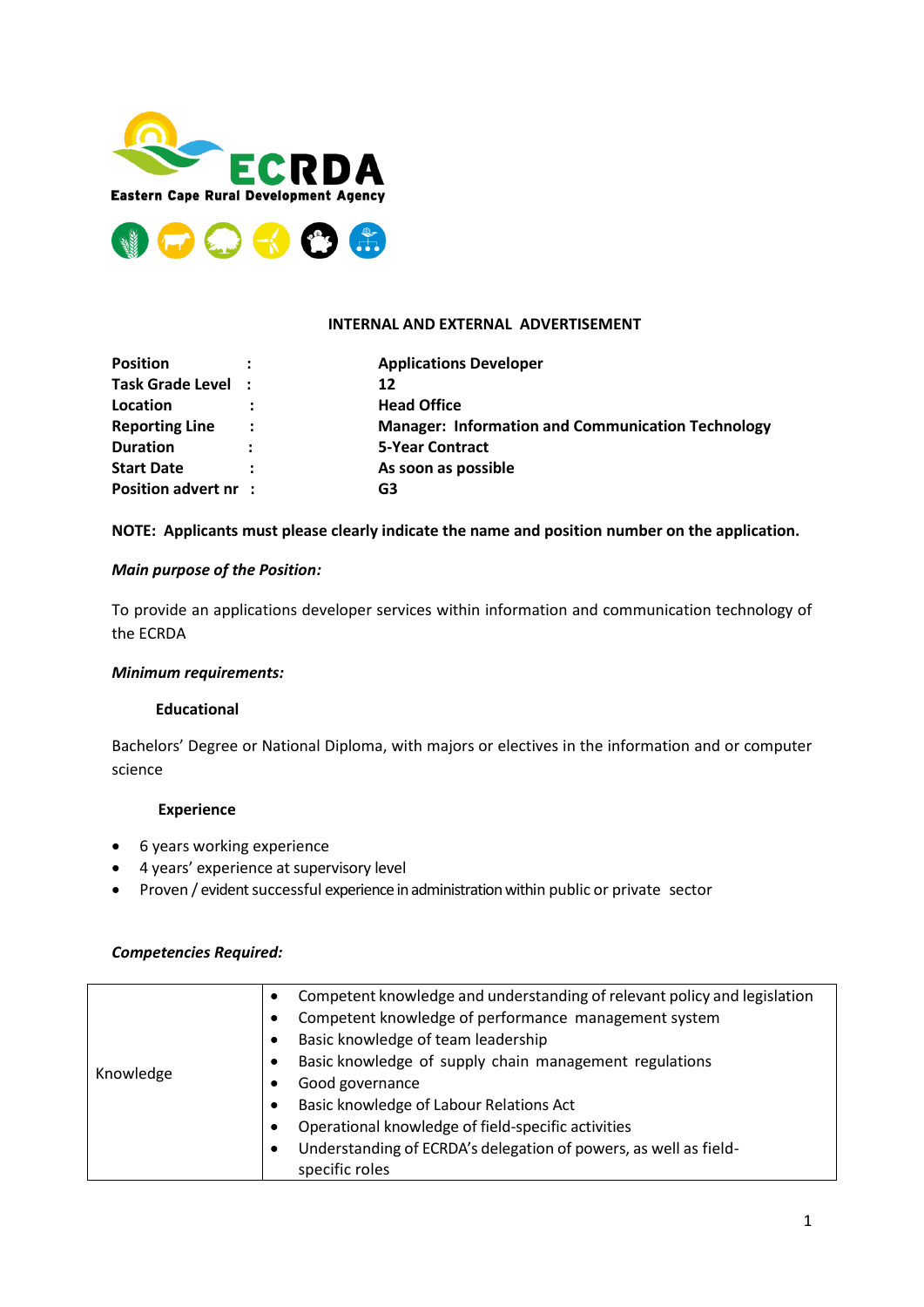**Eastern Cape Rural Development Agency**

**ECRDA**

**INTERNAL AND EXTERNAL ADVERTISEMENT**

| | | |
|---|---|---|
| **Position** | : | **Applications Developer** |
| **Task Grade Level** | : | **12** |
| **Location** | : | **Head Office** |
| **Reporting Line** | : | **Manager: Information and Communication Technology** |
| **Duration** | : | **5-Year Contract** |
| **Start Date** | : | **As soon as possible** |
| **Position advert nr** | : | **G3** |

**NOTE: Applicants must please clearly indicate the name and position number on the application.**

***Main purpose of the Position:***

To provide an applications developer services within information and communication technology of the ECRDA

***Minimum requirements:***

**Educational**

Bachelors' Degree or National Diploma, with majors or electives in the information and or computer science

**Experience**

- 6 years working experience
- 4 years' experience at supervisory level
- Proven / evident successful experience in administration within public or private sector

***Competencies Required:***

| | |
|---|---|
| Knowledge | • Competent knowledge and understanding of relevant policy and legislation<br>• Competent knowledge of performance management system<br>• Basic knowledge of team leadership<br>• Basic knowledge of supply chain management regulations<br>• Good governance<br>• Basic knowledge of Labour Relations Act<br>• Operational knowledge of field-specific activities<br>• Understanding of ECRDA's delegation of powers, as well as field-specific roles |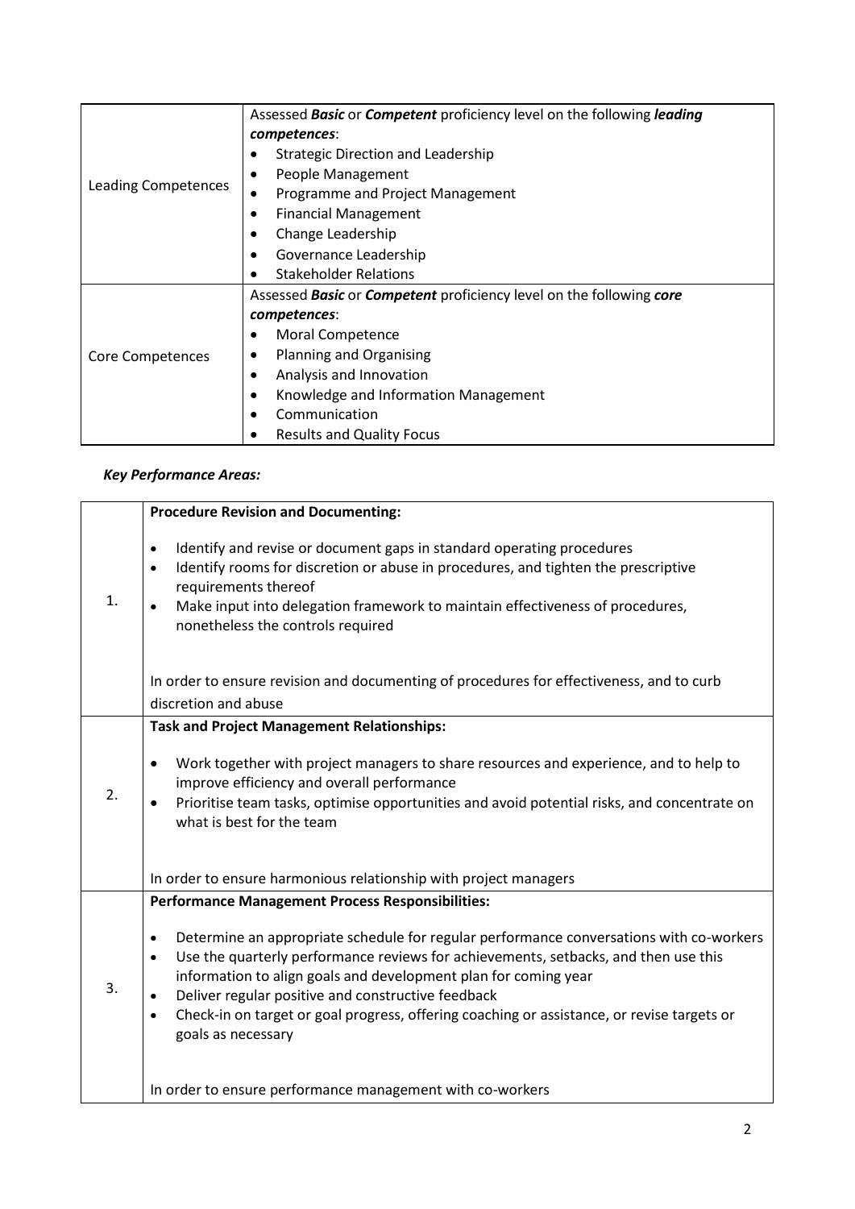| Leading Competences | Assessed ***Basic*** or ***Competent*** proficiency level on the following ***leading competences***:<br>• Strategic Direction and Leadership<br>• People Management<br>• Programme and Project Management<br>• Financial Management<br>• Change Leadership<br>• Governance Leadership<br>• Stakeholder Relations |
|---|---|
| Core Competences | Assessed ***Basic*** or ***Competent*** proficiency level on the following ***core competences***:<br>• Moral Competence<br>• Planning and Organising<br>• Analysis and Innovation<br>• Knowledge and Information Management<br>• Communication<br>• Results and Quality Focus |

***Key Performance Areas:***

| | |
|---|---|
| 1. | **Procedure Revision and Documenting:**<br><br>• Identify and revise or document gaps in standard operating procedures<br>• Identify rooms for discretion or abuse in procedures, and tighten the prescriptive requirements thereof<br>• Make input into delegation framework to maintain effectiveness of procedures, nonetheless the controls required<br><br>In order to ensure revision and documenting of procedures for effectiveness, and to curb discretion and abuse |
| 2. | **Task and Project Management Relationships:**<br><br>• Work together with project managers to share resources and experience, and to help to improve efficiency and overall performance<br>• Prioritise team tasks, optimise opportunities and avoid potential risks, and concentrate on what is best for the team<br><br>In order to ensure harmonious relationship with project managers |
| 3. | **Performance Management Process Responsibilities:**<br><br>• Determine an appropriate schedule for regular performance conversations with co-workers<br>• Use the quarterly performance reviews for achievements, setbacks, and then use this information to align goals and development plan for coming year<br>• Deliver regular positive and constructive feedback<br>• Check-in on target or goal progress, offering coaching or assistance, or revise targets or goals as necessary<br><br>In order to ensure performance management with co-workers |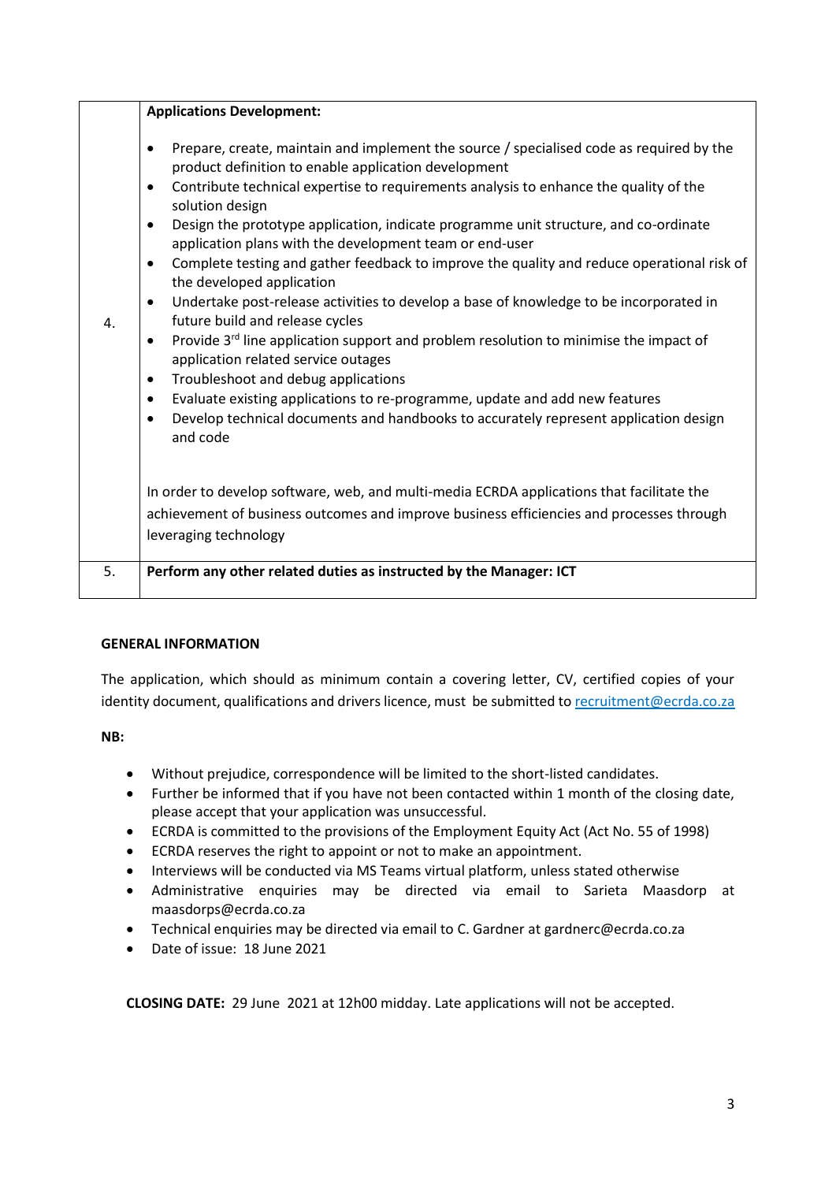| | |
|---|---|
| 4. | **Applications Development:**<br><br>• Prepare, create, maintain and implement the source / specialised code as required by the product definition to enable application development<br>• Contribute technical expertise to requirements analysis to enhance the quality of the solution design<br>• Design the prototype application, indicate programme unit structure, and co-ordinate application plans with the development team or end-user<br>• Complete testing and gather feedback to improve the quality and reduce operational risk of the developed application<br>• Undertake post-release activities to develop a base of knowledge to be incorporated in future build and release cycles<br>• Provide 3rd line application support and problem resolution to minimise the impact of application related service outages<br>• Troubleshoot and debug applications<br>• Evaluate existing applications to re-programme, update and add new features<br>• Develop technical documents and handbooks to accurately represent application design and code<br><br>In order to develop software, web, and multi-media ECRDA applications that facilitate the achievement of business outcomes and improve business efficiencies and processes through leveraging technology |
| 5. | **Perform any other related duties as instructed by the Manager: ICT** |

**GENERAL INFORMATION**

The application, which should as minimum contain a covering letter, CV, certified copies of your identity document, qualifications and drivers licence, must be submitted to recruitment@ecrda.co.za

**NB:**

- Without prejudice, correspondence will be limited to the short-listed candidates.
- Further be informed that if you have not been contacted within 1 month of the closing date, please accept that your application was unsuccessful.
- ECRDA is committed to the provisions of the Employment Equity Act (Act No. 55 of 1998)
- ECRDA reserves the right to appoint or not to make an appointment.
- Interviews will be conducted via MS Teams virtual platform, unless stated otherwise
- Administrative enquiries may be directed via email to Sarieta Maasdorp at maasdorps@ecrda.co.za
- Technical enquiries may be directed via email to C. Gardner at gardnerc@ecrda.co.za
- Date of issue: 18 June 2021

**CLOSING DATE:** 29 June 2021 at 12h00 midday. Late applications will not be accepted.